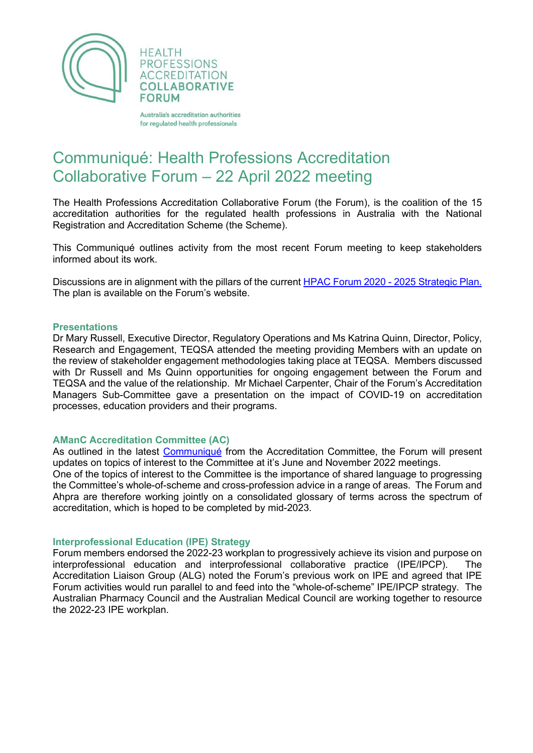HEALTH PROFESSIONS ACCREDITATION COLLABORATIVE FORUM

Australia's accreditation authorities for regulated health professionals

# Communiqué: Health Professions Accreditation Collaborative Forum – 22 April 2022 meeting

The Health Professions Accreditation Collaborative Forum (the Forum), is the coalition of the 15 accreditation authorities for the regulated health professions in Australia with the National Registration and Accreditation Scheme (the Scheme).

This Communiqué outlines activity from the most recent Forum meeting to keep stakeholders informed about its work.

Discussions are in alignment with the pillars of the current HPAC Forum 2020 - 2025 Strategic Plan. The plan is available on the Forum's website.

### Presentations

Dr Mary Russell, Executive Director, Regulatory Operations and Ms Katrina Quinn, Director, Policy, Research and Engagement, TEQSA attended the meeting providing Members with an update on the review of stakeholder engagement methodologies taking place at TEQSA. Members discussed with Dr Russell and Ms Quinn opportunities for ongoing engagement between the Forum and TEQSA and the value of the relationship. Mr Michael Carpenter, Chair of the Forum's Accreditation Managers Sub-Committee gave a presentation on the impact of COVID-19 on accreditation processes, education providers and their programs.

### AManC Accreditation Committee (AC)

As outlined in the latest Communiqué from the Accreditation Committee, the Forum will present updates on topics of interest to the Committee at it's June and November 2022 meetings.
One of the topics of interest to the Committee is the importance of shared language to progressing the Committee's whole-of-scheme and cross-profession advice in a range of areas. The Forum and Ahpra are therefore working jointly on a consolidated glossary of terms across the spectrum of accreditation, which is hoped to be completed by mid-2023.

### Interprofessional Education (IPE) Strategy

Forum members endorsed the 2022-23 workplan to progressively achieve its vision and purpose on interprofessional education and interprofessional collaborative practice (IPE/IPCP). The Accreditation Liaison Group (ALG) noted the Forum's previous work on IPE and agreed that IPE Forum activities would run parallel to and feed into the "whole-of-scheme" IPE/IPCP strategy. The Australian Pharmacy Council and the Australian Medical Council are working together to resource the 2022-23 IPE workplan.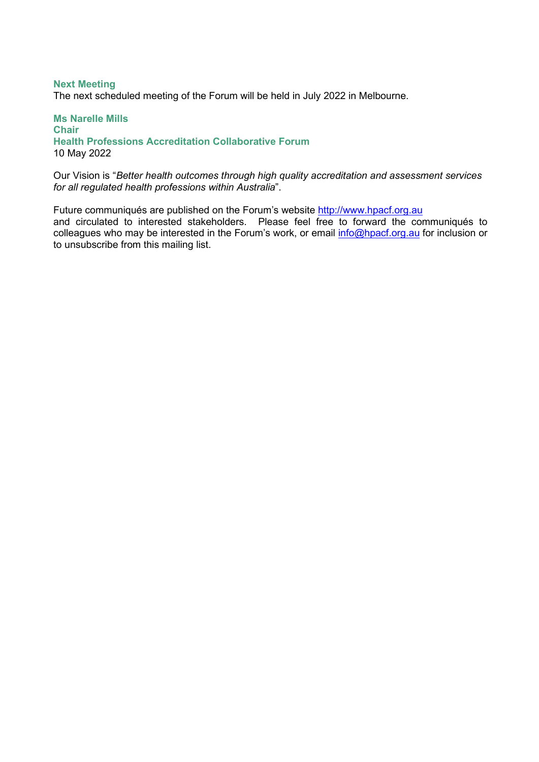**Next Meeting**
The next scheduled meeting of the Forum will be held in July 2022 in Melbourne.

**Ms Narelle Mills**
**Chair**
**Health Professions Accreditation Collaborative Forum**
10 May 2022

Our Vision is "*Better health outcomes through high quality accreditation and assessment services for all regulated health professions within Australia*".

Future communiqués are published on the Forum's website http://www.hpacf.org.au and circulated to interested stakeholders. Please feel free to forward the communiqués to colleagues who may be interested in the Forum's work, or email info@hpacf.org.au for inclusion or to unsubscribe from this mailing list.